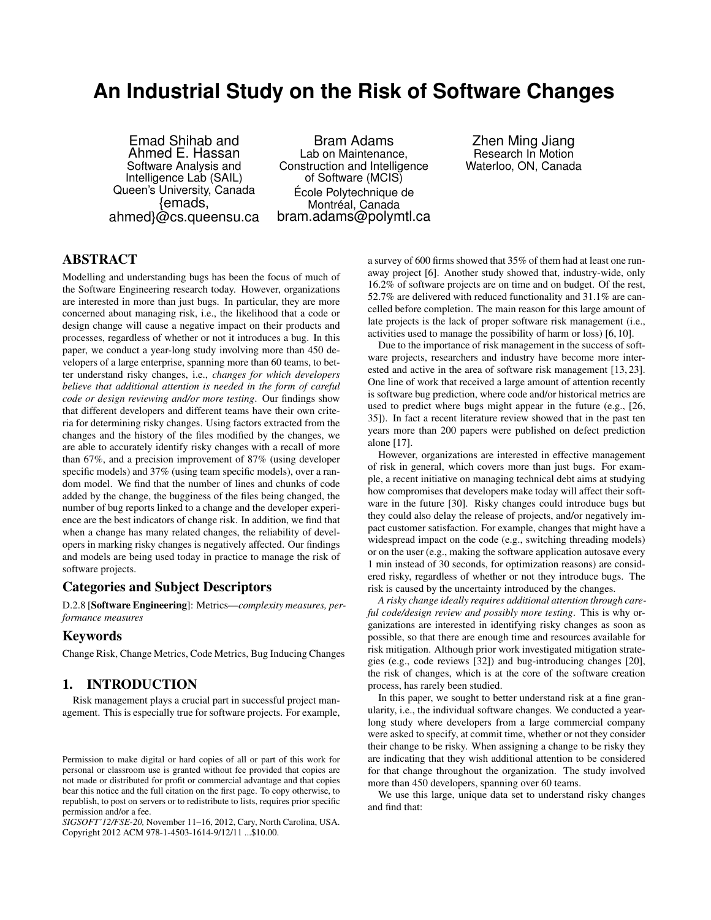# An Industrial Study on the Risk of Software Changes

Emad Shihab and Ahmed E. Hassan
Software Analysis and Intelligence Lab (SAIL)
Queen's University, Canada
{emads, ahmed}@cs.queensu.ca

Bram Adams
Lab on Maintenance, Construction and Intelligence of Software (MCIS)
École Polytechnique de Montréal, Canada
bram.adams@polymtl.ca

Zhen Ming Jiang
Research In Motion
Waterloo, ON, Canada

## ABSTRACT

Modelling and understanding bugs has been the focus of much of the Software Engineering research today. However, organizations are interested in more than just bugs. In particular, they are more concerned about managing risk, i.e., the likelihood that a code or design change will cause a negative impact on their products and processes, regardless of whether or not it introduces a bug. In this paper, we conduct a year-long study involving more than 450 developers of a large enterprise, spanning more than 60 teams, to better understand risky changes, i.e., *changes for which developers believe that additional attention is needed in the form of careful code or design reviewing and/or more testing*. Our findings show that different developers and different teams have their own criteria for determining risky changes. Using factors extracted from the changes and the history of the files modified by the changes, we are able to accurately identify risky changes with a recall of more than 67%, and a precision improvement of 87% (using developer specific models) and 37% (using team specific models), over a random model. We find that the number of lines and chunks of code added by the change, the bugginess of the files being changed, the number of bug reports linked to a change and the developer experience are the best indicators of change risk. In addition, we find that when a change has many related changes, the reliability of developers in marking risky changes is negatively affected. Our findings and models are being used today in practice to manage the risk of software projects.

## Categories and Subject Descriptors

D.2.8 [**Software Engineering**]: Metrics—*complexity measures, performance measures*

## Keywords

Change Risk, Change Metrics, Code Metrics, Bug Inducing Changes

## 1. INTRODUCTION

Risk management plays a crucial part in successful project management. This is especially true for software projects. For example, a survey of 600 firms showed that 35% of them had at least one runaway project [6]. Another study showed that, industry-wide, only 16.2% of software projects are on time and on budget. Of the rest, 52.7% are delivered with reduced functionality and 31.1% are cancelled before completion. The main reason for this large amount of late projects is the lack of proper software risk management (i.e., activities used to manage the possibility of harm or loss) [6, 10].

Due to the importance of risk management in the success of software projects, researchers and industry have become more interested and active in the area of software risk management [13, 23]. One line of work that received a large amount of attention recently is software bug prediction, where code and/or historical metrics are used to predict where bugs might appear in the future (e.g., [26, 35]). In fact a recent literature review showed that in the past ten years more than 200 papers were published on defect prediction alone [17].

However, organizations are interested in effective management of risk in general, which covers more than just bugs. For example, a recent initiative on managing technical debt aims at studying how compromises that developers make today will affect their software in the future [30]. Risky changes could introduce bugs but they could also delay the release of projects, and/or negatively impact customer satisfaction. For example, changes that might have a widespread impact on the code (e.g., switching threading models) or on the user (e.g., making the software application autosave every 1 min instead of 30 seconds, for optimization reasons) are considered risky, regardless of whether or not they introduce bugs. The risk is caused by the uncertainty introduced by the changes.

*A risky change ideally requires additional attention through careful code/design review and possibly more testing*. This is why organizations are interested in identifying risky changes as soon as possible, so that there are enough time and resources available for risk mitigation. Although prior work investigated mitigation strategies (e.g., code reviews [32]) and bug-introducing changes [20], the risk of changes, which is at the core of the software creation process, has rarely been studied.

In this paper, we sought to better understand risk at a fine granularity, i.e., the individual software changes. We conducted a year-long study where developers from a large commercial company were asked to specify, at commit time, whether or not they consider their change to be risky. When assigning a change to be risky they are indicating that they wish additional attention to be considered for that change throughout the organization. The study involved more than 450 developers, spanning over 60 teams.

We use this large, unique data set to understand risky changes and find that:

Permission to make digital or hard copies of all or part of this work for personal or classroom use is granted without fee provided that copies are not made or distributed for profit or commercial advantage and that copies bear this notice and the full citation on the first page. To copy otherwise, to republish, to post on servers or to redistribute to lists, requires prior specific permission and/or a fee.
*SIGSOFT'12/FSE-20,* November 11–16, 2012, Cary, North Carolina, USA.
Copyright 2012 ACM 978-1-4503-1614-9/12/11 ...$10.00.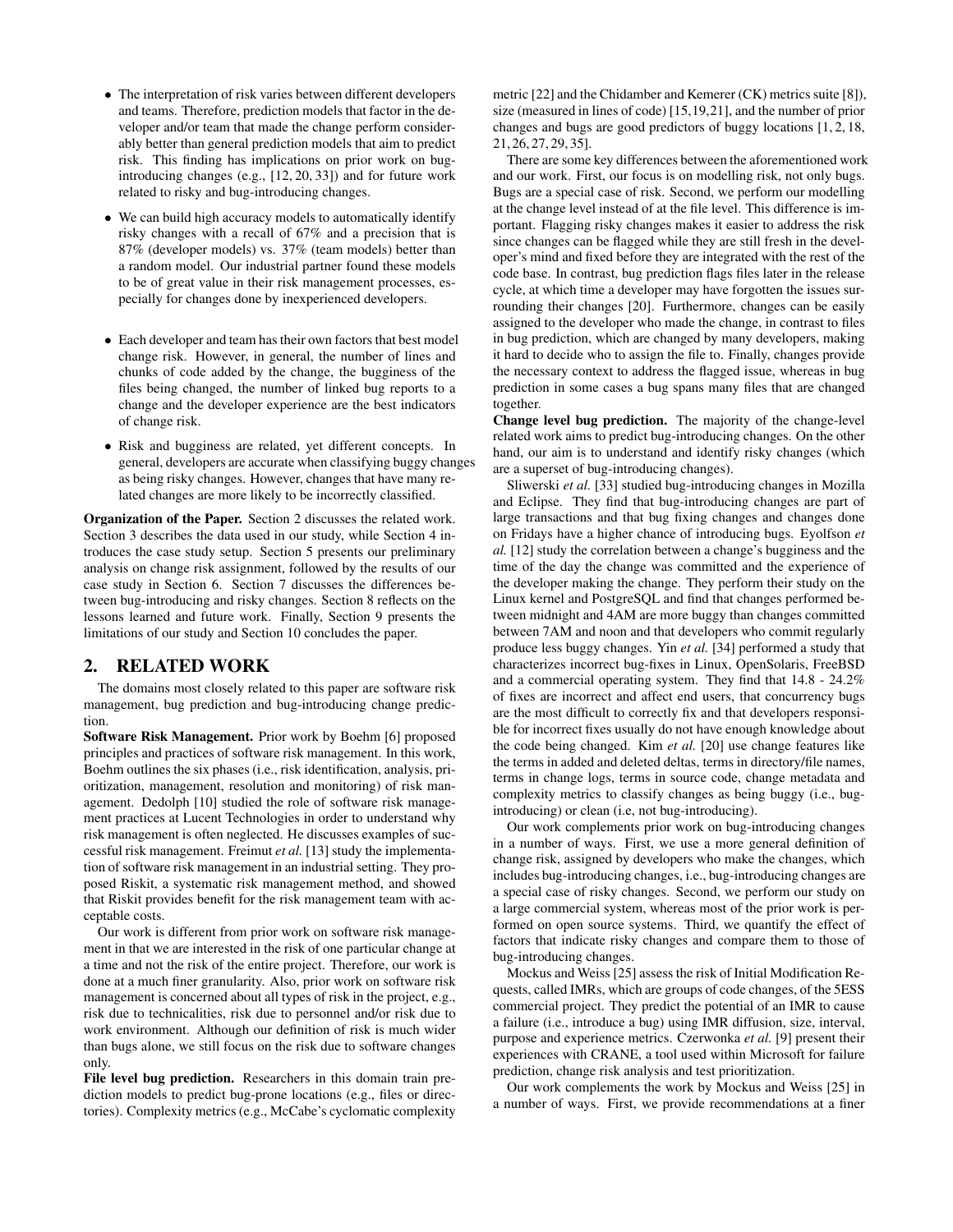- The interpretation of risk varies between different developers and teams. Therefore, prediction models that factor in the developer and/or team that made the change perform considerably better than general prediction models that aim to predict risk. This finding has implications on prior work on bug-introducing changes (e.g., [12, 20, 33]) and for future work related to risky and bug-introducing changes.

- We can build high accuracy models to automatically identify risky changes with a recall of 67% and a precision that is 87% (developer models) vs. 37% (team models) better than a random model. Our industrial partner found these models to be of great value in their risk management processes, especially for changes done by inexperienced developers.

- Each developer and team has their own factors that best model change risk. However, in general, the number of lines and chunks of code added by the change, the bugginess of the files being changed, the number of linked bug reports to a change and the developer experience are the best indicators of change risk.

- Risk and bugginess are related, yet different concepts. In general, developers are accurate when classifying buggy changes as being risky changes. However, changes that have many related changes are more likely to be incorrectly classified.

**Organization of the Paper.** Section 2 discusses the related work. Section 3 describes the data used in our study, while Section 4 introduces the case study setup. Section 5 presents our preliminary analysis on change risk assignment, followed by the results of our case study in Section 6. Section 7 discusses the differences between bug-introducing and risky changes. Section 8 reflects on the lessons learned and future work. Finally, Section 9 presents the limitations of our study and Section 10 concludes the paper.

## 2. RELATED WORK

The domains most closely related to this paper are software risk management, bug prediction and bug-introducing change prediction.

**Software Risk Management.** Prior work by Boehm [6] proposed principles and practices of software risk management. In this work, Boehm outlines the six phases (i.e., risk identification, analysis, prioritization, management, resolution and monitoring) of risk management. Dedolph [10] studied the role of software risk management practices at Lucent Technologies in order to understand why risk management is often neglected. He discusses examples of successful risk management. Freimut *et al.* [13] study the implementation of software risk management in an industrial setting. They proposed Riskit, a systematic risk management method, and showed that Riskit provides benefit for the risk management team with acceptable costs.

Our work is different from prior work on software risk management in that we are interested in the risk of one particular change at a time and not the risk of the entire project. Therefore, our work is done at a much finer granularity. Also, prior work on software risk management is concerned about all types of risk in the project, e.g., risk due to technicalities, risk due to personnel and/or risk due to work environment. Although our definition of risk is much wider than bugs alone, we still focus on the risk due to software changes only.

**File level bug prediction.** Researchers in this domain train prediction models to predict bug-prone locations (e.g., files or directories). Complexity metrics (e.g., McCabe's cyclomatic complexity metric [22] and the Chidamber and Kemerer (CK) metrics suite [8]), size (measured in lines of code) [15,19,21], and the number of prior changes and bugs are good predictors of buggy locations [1, 2, 18, 21, 26, 27, 29, 35].

There are some key differences between the aforementioned work and our work. First, our focus is on modelling risk, not only bugs. Bugs are a special case of risk. Second, we perform our modelling at the change level instead of at the file level. This difference is important. Flagging risky changes makes it easier to address the risk since changes can be flagged while they are still fresh in the developer's mind and fixed before they are integrated with the rest of the code base. In contrast, bug prediction flags files later in the release cycle, at which time a developer may have forgotten the issues surrounding their changes [20]. Furthermore, changes can be easily assigned to the developer who made the change, in contrast to files in bug prediction, which are changed by many developers, making it hard to decide who to assign the file to. Finally, changes provide the necessary context to address the flagged issue, whereas in bug prediction in some cases a bug spans many files that are changed together.

**Change level bug prediction.** The majority of the change-level related work aims to predict bug-introducing changes. On the other hand, our aim is to understand and identify risky changes (which are a superset of bug-introducing changes).

Sliwerski *et al.* [33] studied bug-introducing changes in Mozilla and Eclipse. They find that bug-introducing changes are part of large transactions and that bug fixing changes and changes done on Fridays have a higher chance of introducing bugs. Eyolfson *et al.* [12] study the correlation between a change's bugginess and the time of the day the change was committed and the experience of the developer making the change. They perform their study on the Linux kernel and PostgreSQL and find that changes performed between midnight and 4AM are more buggy than changes committed between 7AM and noon and that developers who commit regularly produce less buggy changes. Yin *et al.* [34] performed a study that characterizes incorrect bug-fixes in Linux, OpenSolaris, FreeBSD and a commercial operating system. They find that 14.8 - 24.2% of fixes are incorrect and affect end users, that concurrency bugs are the most difficult to correctly fix and that developers responsible for incorrect fixes usually do not have enough knowledge about the code being changed. Kim *et al.* [20] use change features like the terms in added and deleted deltas, terms in directory/file names, terms in change logs, terms in source code, change metadata and complexity metrics to classify changes as being buggy (i.e., bug-introducing) or clean (i.e, not bug-introducing).

Our work complements prior work on bug-introducing changes in a number of ways. First, we use a more general definition of change risk, assigned by developers who make the changes, which includes bug-introducing changes, i.e., bug-introducing changes are a special case of risky changes. Second, we perform our study on a large commercial system, whereas most of the prior work is performed on open source systems. Third, we quantify the effect of factors that indicate risky changes and compare them to those of bug-introducing changes.

Mockus and Weiss [25] assess the risk of Initial Modification Requests, called IMRs, which are groups of code changes, of the 5ESS commercial project. They predict the potential of an IMR to cause a failure (i.e., introduce a bug) using IMR diffusion, size, interval, purpose and experience metrics. Czerwonka *et al.* [9] present their experiences with CRANE, a tool used within Microsoft for failure prediction, change risk analysis and test prioritization.

Our work complements the work by Mockus and Weiss [25] in a number of ways. First, we provide recommendations at a finer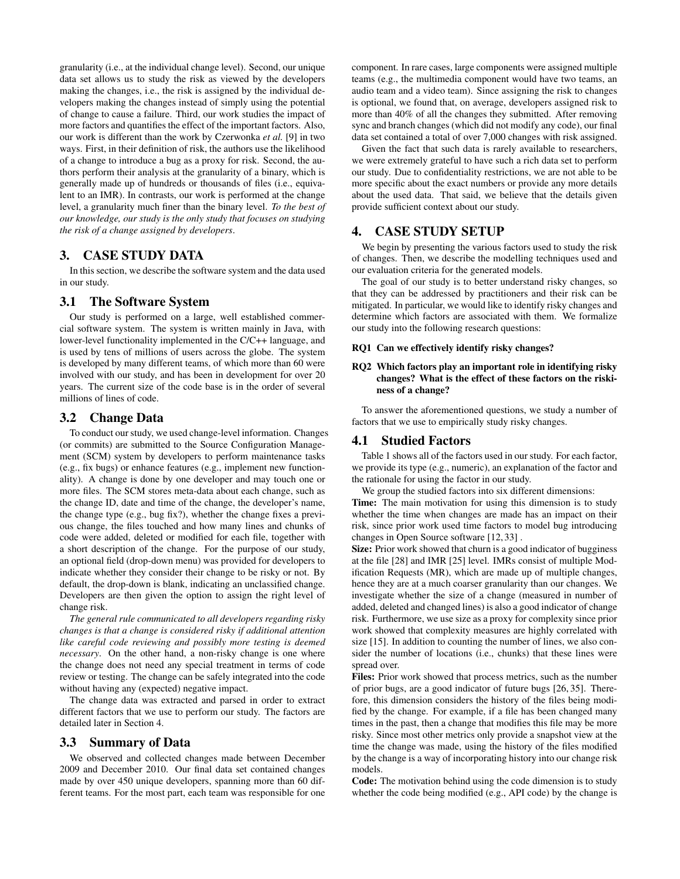granularity (i.e., at the individual change level). Second, our unique data set allows us to study the risk as viewed by the developers making the changes, i.e., the risk is assigned by the individual developers making the changes instead of simply using the potential of change to cause a failure. Third, our work studies the impact of more factors and quantifies the effect of the important factors. Also, our work is different than the work by Czerwonka *et al.* [9] in two ways. First, in their definition of risk, the authors use the likelihood of a change to introduce a bug as a proxy for risk. Second, the authors perform their analysis at the granularity of a binary, which is generally made up of hundreds or thousands of files (i.e., equivalent to an IMR). In contrasts, our work is performed at the change level, a granularity much finer than the binary level. *To the best of our knowledge, our study is the only study that focuses on studying the risk of a change assigned by developers*.

## 3. CASE STUDY DATA

In this section, we describe the software system and the data used in our study.

### 3.1 The Software System

Our study is performed on a large, well established commercial software system. The system is written mainly in Java, with lower-level functionality implemented in the C/C++ language, and is used by tens of millions of users across the globe. The system is developed by many different teams, of which more than 60 were involved with our study, and has been in development for over 20 years. The current size of the code base is in the order of several millions of lines of code.

### 3.2 Change Data

To conduct our study, we used change-level information. Changes (or commits) are submitted to the Source Configuration Management (SCM) system by developers to perform maintenance tasks (e.g., fix bugs) or enhance features (e.g., implement new functionality). A change is done by one developer and may touch one or more files. The SCM stores meta-data about each change, such as the change ID, date and time of the change, the developer's name, the change type (e.g., bug fix?), whether the change fixes a previous change, the files touched and how many lines and chunks of code were added, deleted or modified for each file, together with a short description of the change. For the purpose of our study, an optional field (drop-down menu) was provided for developers to indicate whether they consider their change to be risky or not. By default, the drop-down is blank, indicating an unclassified change. Developers are then given the option to assign the right level of change risk.

*The general rule communicated to all developers regarding risky changes is that a change is considered risky if additional attention like careful code reviewing and possibly more testing is deemed necessary*. On the other hand, a non-risky change is one where the change does not need any special treatment in terms of code review or testing. The change can be safely integrated into the code without having any (expected) negative impact.

The change data was extracted and parsed in order to extract different factors that we use to perform our study. The factors are detailed later in Section 4.

### 3.3 Summary of Data

We observed and collected changes made between December 2009 and December 2010. Our final data set contained changes made by over 450 unique developers, spanning more than 60 different teams. For the most part, each team was responsible for one component. In rare cases, large components were assigned multiple teams (e.g., the multimedia component would have two teams, an audio team and a video team). Since assigning the risk to changes is optional, we found that, on average, developers assigned risk to more than 40% of all the changes they submitted. After removing sync and branch changes (which did not modify any code), our final data set contained a total of over 7,000 changes with risk assigned.

Given the fact that such data is rarely available to researchers, we were extremely grateful to have such a rich data set to perform our study. Due to confidentiality restrictions, we are not able to be more specific about the exact numbers or provide any more details about the used data. That said, we believe that the details given provide sufficient context about our study.

## 4. CASE STUDY SETUP

We begin by presenting the various factors used to study the risk of changes. Then, we describe the modelling techniques used and our evaluation criteria for the generated models.

The goal of our study is to better understand risky changes, so that they can be addressed by practitioners and their risk can be mitigated. In particular, we would like to identify risky changes and determine which factors are associated with them. We formalize our study into the following research questions:

**RQ1 Can we effectively identify risky changes?**

**RQ2 Which factors play an important role in identifying risky changes? What is the effect of these factors on the riskiness of a change?**

To answer the aforementioned questions, we study a number of factors that we use to empirically study risky changes.

### 4.1 Studied Factors

Table 1 shows all of the factors used in our study. For each factor, we provide its type (e.g., numeric), an explanation of the factor and the rationale for using the factor in our study.

We group the studied factors into six different dimensions:

**Time:** The main motivation for using this dimension is to study whether the time when changes are made has an impact on their risk, since prior work used time factors to model bug introducing changes in Open Source software [12, 33] .

**Size:** Prior work showed that churn is a good indicator of bugginess at the file [28] and IMR [25] level. IMRs consist of multiple Modification Requests (MR), which are made up of multiple changes, hence they are at a much coarser granularity than our changes. We investigate whether the size of a change (measured in number of added, deleted and changed lines) is also a good indicator of change risk. Furthermore, we use size as a proxy for complexity since prior work showed that complexity measures are highly correlated with size [15]. In addition to counting the number of lines, we also consider the number of locations (i.e., chunks) that these lines were spread over.

**Files:** Prior work showed that process metrics, such as the number of prior bugs, are a good indicator of future bugs [26, 35]. Therefore, this dimension considers the history of the files being modified by the change. For example, if a file has been changed many times in the past, then a change that modifies this file may be more risky. Since most other metrics only provide a snapshot view at the time the change was made, using the history of the files modified by the change is a way of incorporating history into our change risk models.

**Code:** The motivation behind using the code dimension is to study whether the code being modified (e.g., API code) by the change is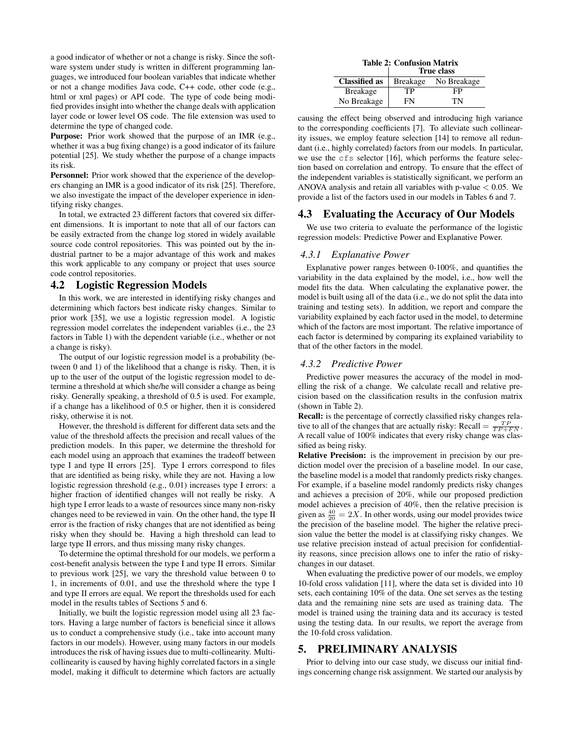a good indicator of whether or not a change is risky. Since the software system under study is written in different programming languages, we introduced four boolean variables that indicate whether or not a change modifies Java code, C++ code, other code (e.g., html or xml pages) or API code. The type of code being modified provides insight into whether the change deals with application layer code or lower level OS code. The file extension was used to determine the type of changed code.

**Purpose:** Prior work showed that the purpose of an IMR (e.g., whether it was a bug fixing change) is a good indicator of its failure potential [25]. We study whether the purpose of a change impacts its risk.

**Personnel:** Prior work showed that the experience of the developers changing an IMR is a good indicator of its risk [25]. Therefore, we also investigate the impact of the developer experience in identifying risky changes.

In total, we extracted 23 different factors that covered six different dimensions. It is important to note that all of our factors can be easily extracted from the change log stored in widely available source code control repositories. This was pointed out by the industrial partner to be a major advantage of this work and makes this work applicable to any company or project that uses source code control repositories.

## 4.2 Logistic Regression Models

In this work, we are interested in identifying risky changes and determining which factors best indicate risky changes. Similar to prior work [35], we use a logistic regression model. A logistic regression model correlates the independent variables (i.e., the 23 factors in Table 1) with the dependent variable (i.e., whether or not a change is risky).

The output of our logistic regression model is a probability (between 0 and 1) of the likelihood that a change is risky. Then, it is up to the user of the output of the logistic regression model to determine a threshold at which she/he will consider a change as being risky. Generally speaking, a threshold of 0.5 is used. For example, if a change has a likelihood of 0.5 or higher, then it is considered risky, otherwise it is not.

However, the threshold is different for different data sets and the value of the threshold affects the precision and recall values of the prediction models. In this paper, we determine the threshold for each model using an approach that examines the tradeoff between type I and type II errors [25]. Type I errors correspond to files that are identified as being risky, while they are not. Having a low logistic regression threshold (e.g., 0.01) increases type I errors: a higher fraction of identified changes will not really be risky. A high type I error leads to a waste of resources since many non-risky changes need to be reviewed in vain. On the other hand, the type II error is the fraction of risky changes that are not identified as being risky when they should be. Having a high threshold can lead to large type II errors, and thus missing many risky changes.

To determine the optimal threshold for our models, we perform a cost-benefit analysis between the type I and type II errors. Similar to previous work [25], we vary the threshold value between 0 to 1, in increments of 0.01, and use the threshold where the type I and type II errors are equal. We report the thresholds used for each model in the results tables of Sections 5 and 6.

Initially, we built the logistic regression model using all 23 factors. Having a large number of factors is beneficial since it allows us to conduct a comprehensive study (i.e., take into account many factors in our models). However, using many factors in our models introduces the risk of having issues due to multi-collinearity. Multi-collinearity is caused by having highly correlated factors in a single model, making it difficult to determine which factors are actually causing the effect being observed and introducing high variance to the corresponding coefficients [7]. To alleviate such collinearity issues, we employ feature selection [14] to remove all redundant (i.e., highly correlated) factors from our models. In particular, we use the cfs selector [16], which performs the feature selection based on correlation and entropy. To ensure that the effect of the independent variables is statistically significant, we perform an ANOVA analysis and retain all variables with p-value $< 0.05$. We provide a list of the factors used in our models in Tables 6 and 7.

**Table 2: Confusion Matrix**

| Classified as | True class: Breakage | True class: No Breakage |
|---|---|---|
| Breakage | TP | FP |
| No Breakage | FN | TN |

## 4.3 Evaluating the Accuracy of Our Models

We use two criteria to evaluate the performance of the logistic regression models: Predictive Power and Explanative Power.

### 4.3.1 Explanative Power

Explanative power ranges between 0-100%, and quantifies the variability in the data explained by the model, i.e., how well the model fits the data. When calculating the explanative power, the model is built using all of the data (i.e., we do not split the data into training and testing sets). In addition, we report and compare the variability explained by each factor used in the model, to determine which of the factors are most important. The relative importance of each factor is determined by comparing its explained variability to that of the other factors in the model.

### 4.3.2 Predictive Power

Predictive power measures the accuracy of the model in modelling the risk of a change. We calculate recall and relative precision based on the classification results in the confusion matrix (shown in Table 2).

**Recall:** is the percentage of correctly classified risky changes relative to all of the changes that are actually risky: Recall $= \frac{TP}{TP+FN}$. A recall value of 100% indicates that every risky change was classified as being risky.

**Relative Precision:** is the improvement in precision by our prediction model over the precision of a baseline model. In our case, the baseline model is a model that randomly predicts risky changes. For example, if a baseline model randomly predicts risky changes and achieves a precision of 20%, while our proposed prediction model achieves a precision of 40%, then the relative precision is given as $\frac{40}{20} = 2X$. In other words, using our model provides twice the precision of the baseline model. The higher the relative precision value the better the model is at classifying risky changes. We use relative precision instead of actual precision for confidentiality reasons, since precision allows one to infer the ratio of risky-changes in our dataset.

When evaluating the predictive power of our models, we employ 10-fold cross validation [11], where the data set is divided into 10 sets, each containing 10% of the data. One set serves as the testing data and the remaining nine sets are used as training data. The model is trained using the training data and its accuracy is tested using the testing data. In our results, we report the average from the 10-fold cross validation.

# 5. PRELIMINARY ANALYSIS

Prior to delving into our case study, we discuss our initial findings concerning change risk assignment. We started our analysis by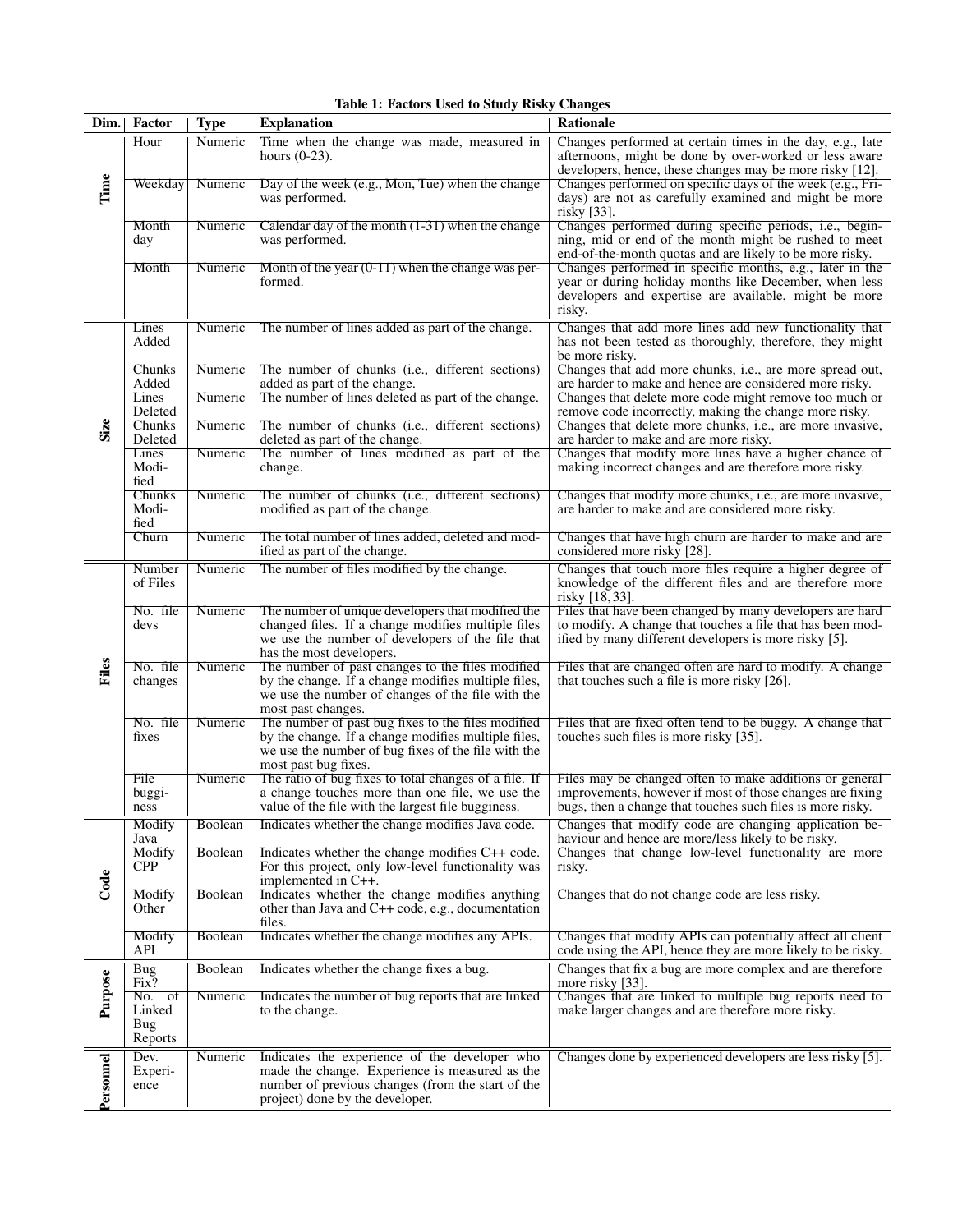**Table 1: Factors Used to Study Risky Changes**

| Dim. | Factor | Type | Explanation | Rationale |
|---|---|---|---|---|
| Time | Hour | Numeric | Time when the change was made, measured in hours (0-23). | Changes performed at certain times in the day, e.g., late afternoons, might be done by over-worked or less aware developers, hence, these changes may be more risky [12]. |
| | Weekday | Numeric | Day of the week (e.g., Mon, Tue) when the change was performed. | Changes performed on specific days of the week (e.g., Fridays) are not as carefully examined and might be more risky [33]. |
| | Month day | Numeric | Calendar day of the month (1-31) when the change was performed. | Changes performed during specific periods, i.e., beginning, mid or end of the month might be rushed to meet end-of-the-month quotas and are likely to be more risky. |
| | Month | Numeric | Month of the year (0-11) when the change was performed. | Changes performed in specific months, e.g., later in the year or during holiday months like December, when less developers and expertise are available, might be more risky. |
| Size | Lines Added | Numeric | The number of lines added as part of the change. | Changes that add more lines add new functionality that has not been tested as thoroughly, therefore, they might be more risky. |
| | Chunks Added | Numeric | The number of chunks (i.e., different sections) added as part of the change. | Changes that add more chunks, i.e., are more spread out, are harder to make and hence are considered more risky. |
| | Lines Deleted | Numeric | The number of lines deleted as part of the change. | Changes that delete more code might remove too much or remove code incorrectly, making the change more risky. |
| | Chunks Deleted | Numeric | The number of chunks (i.e., different sections) deleted as part of the change. | Changes that delete more chunks, i.e., are more invasive, are harder to make and are more risky. |
| | Lines Modified | Numeric | The number of lines modified as part of the change. | Changes that modify more lines have a higher chance of making incorrect changes and are therefore more risky. |
| | Chunks Modified | Numeric | The number of chunks (i.e., different sections) modified as part of the change. | Changes that modify more chunks, i.e., are more invasive, are harder to make and are considered more risky. |
| | Churn | Numeric | The total number of lines added, deleted and modified as part of the change. | Changes that have high churn are harder to make and are considered more risky [28]. |
| Files | Number of Files | Numeric | The number of files modified by the change. | Changes that touch more files require a higher degree of knowledge of the different files and are therefore more risky [18, 33]. |
| | No. file devs | Numeric | The number of unique developers that modified the changed files. If a change modifies multiple files we use the number of developers of the file that has the most developers. | Files that have been changed by many developers are hard to modify. A change that touches a file that has been modified by many different developers is more risky [5]. |
| | No. file changes | Numeric | The number of past changes to the files modified by the change. If a change modifies multiple files, we use the number of changes of the file with the most past changes. | Files that are changed often are hard to modify. A change that touches such a file is more risky [26]. |
| | No. file fixes | Numeric | The number of past bug fixes to the files modified by the change. If a change modifies multiple files, we use the number of bug fixes of the file with the most past bug fixes. | Files that are fixed often tend to be buggy. A change that touches such files is more risky [35]. |
| | File bugginess | Numeric | The ratio of bug fixes to total changes of a file. If a change touches more than one file, we use the value of the file with the largest file bugginess. | Files may be changed often to make additions or general improvements, however if most of those changes are fixing bugs, then a change that touches such files is more risky. |
| Code | Modify Java | Boolean | Indicates whether the change modifies Java code. | Changes that modify code are changing application behaviour and hence are more/less likely to be risky. |
| | Modify CPP | Boolean | Indicates whether the change modifies C++ code. For this project, only low-level functionality was implemented in C++. | Changes that change low-level functionality are more risky. |
| | Modify Other | Boolean | Indicates whether the change modifies anything other than Java and C++ code, e.g., documentation files. | Changes that do not change code are less risky. |
| | Modify API | Boolean | Indicates whether the change modifies any APIs. | Changes that modify APIs can potentially affect all client code using the API, hence they are more likely to be risky. |
| Purpose | Bug Fix? | Boolean | Indicates whether the change fixes a bug. | Changes that fix a bug are more complex and are therefore more risky [33]. |
| | No. of Linked Bug Reports | Numeric | Indicates the number of bug reports that are linked to the change. | Changes that are linked to multiple bug reports need to make larger changes and are therefore more risky. |
| Personnel | Dev. Experience | Numeric | Indicates the experience of the developer who made the change. Experience is measured as the number of previous changes (from the start of the project) done by the developer. | Changes done by experienced developers are less risky [5]. |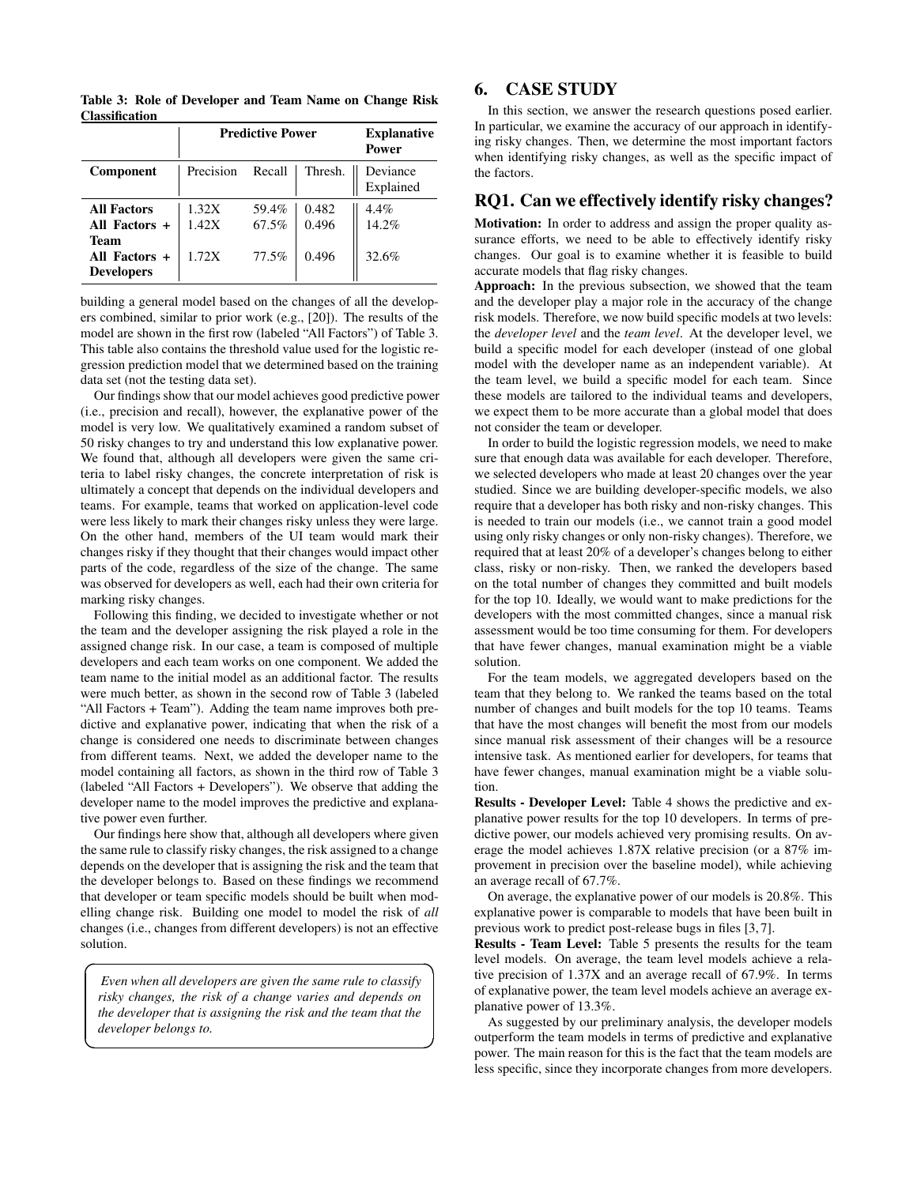**Table 3: Role of Developer and Team Name on Change Risk Classification**

| | Predictive Power | | | Explanative Power |
|---|---|---|---|---|
| **Component** | Precision | Recall | Thresh. | Deviance Explained |
| **All Factors** | 1.32X | 59.4% | 0.482 | 4.4% |
| **All Factors + Team** | 1.42X | 67.5% | 0.496 | 14.2% |
| **All Factors + Developers** | 1.72X | 77.5% | 0.496 | 32.6% |

building a general model based on the changes of all the developers combined, similar to prior work (e.g., [20]). The results of the model are shown in the first row (labeled "All Factors") of Table 3. This table also contains the threshold value used for the logistic regression prediction model that we determined based on the training data set (not the testing data set).

Our findings show that our model achieves good predictive power (i.e., precision and recall), however, the explanative power of the model is very low. We qualitatively examined a random subset of 50 risky changes to try and understand this low explanative power. We found that, although all developers were given the same criteria to label risky changes, the concrete interpretation of risk is ultimately a concept that depends on the individual developers and teams. For example, teams that worked on application-level code were less likely to mark their changes risky unless they were large. On the other hand, members of the UI team would mark their changes risky if they thought that their changes would impact other parts of the code, regardless of the size of the change. The same was observed for developers as well, each had their own criteria for marking risky changes.

Following this finding, we decided to investigate whether or not the team and the developer assigning the risk played a role in the assigned change risk. In our case, a team is composed of multiple developers and each team works on one component. We added the team name to the initial model as an additional factor. The results were much better, as shown in the second row of Table 3 (labeled "All Factors + Team"). Adding the team name improves both predictive and explanative power, indicating that when the risk of a change is considered one needs to discriminate between changes from different teams. Next, we added the developer name to the model containing all factors, as shown in the third row of Table 3 (labeled "All Factors + Developers"). We observe that adding the developer name to the model improves the predictive and explanative power even further.

Our findings here show that, although all developers where given the same rule to classify risky changes, the risk assigned to a change depends on the developer that is assigning the risk and the team that the developer belongs to. Based on these findings we recommend that developer or team specific models should be built when modelling change risk. Building one model to model the risk of *all* changes (i.e., changes from different developers) is not an effective solution.

> *Even when all developers are given the same rule to classify risky changes, the risk of a change varies and depends on the developer that is assigning the risk and the team that the developer belongs to.*

# 6. CASE STUDY

In this section, we answer the research questions posed earlier. In particular, we examine the accuracy of our approach in identifying risky changes. Then, we determine the most important factors when identifying risky changes, as well as the specific impact of the factors.

## RQ1. Can we effectively identify risky changes?

**Motivation:** In order to address and assign the proper quality assurance efforts, we need to be able to effectively identify risky changes. Our goal is to examine whether it is feasible to build accurate models that flag risky changes.

**Approach:** In the previous subsection, we showed that the team and the developer play a major role in the accuracy of the change risk models. Therefore, we now build specific models at two levels: the *developer level* and the *team level*. At the developer level, we build a specific model for each developer (instead of one global model with the developer name as an independent variable). At the team level, we build a specific model for each team. Since these models are tailored to the individual teams and developers, we expect them to be more accurate than a global model that does not consider the team or developer.

In order to build the logistic regression models, we need to make sure that enough data was available for each developer. Therefore, we selected developers who made at least 20 changes over the year studied. Since we are building developer-specific models, we also require that a developer has both risky and non-risky changes. This is needed to train our models (i.e., we cannot train a good model using only risky changes or only non-risky changes). Therefore, we required that at least 20% of a developer's changes belong to either class, risky or non-risky. Then, we ranked the developers based on the total number of changes they committed and built models for the top 10. Ideally, we would want to make predictions for the developers with the most committed changes, since a manual risk assessment would be too time consuming for them. For developers that have fewer changes, manual examination might be a viable solution.

For the team models, we aggregated developers based on the team that they belong to. We ranked the teams based on the total number of changes and built models for the top 10 teams. Teams that have the most changes will benefit the most from our models since manual risk assessment of their changes will be a resource intensive task. As mentioned earlier for developers, for teams that have fewer changes, manual examination might be a viable solution.

**Results - Developer Level:** Table 4 shows the predictive and explanative power results for the top 10 developers. In terms of predictive power, our models achieved very promising results. On average the model achieves 1.87X relative precision (or a 87% improvement in precision over the baseline model), while achieving an average recall of 67.7%.

On average, the explanative power of our models is 20.8%. This explanative power is comparable to models that have been built in previous work to predict post-release bugs in files [3, 7].

**Results - Team Level:** Table 5 presents the results for the team level models. On average, the team level models achieve a relative precision of 1.37X and an average recall of 67.9%. In terms of explanative power, the team level models achieve an average explanative power of 13.3%.

As suggested by our preliminary analysis, the developer models outperform the team models in terms of predictive and explanative power. The main reason for this is the fact that the team models are less specific, since they incorporate changes from more developers.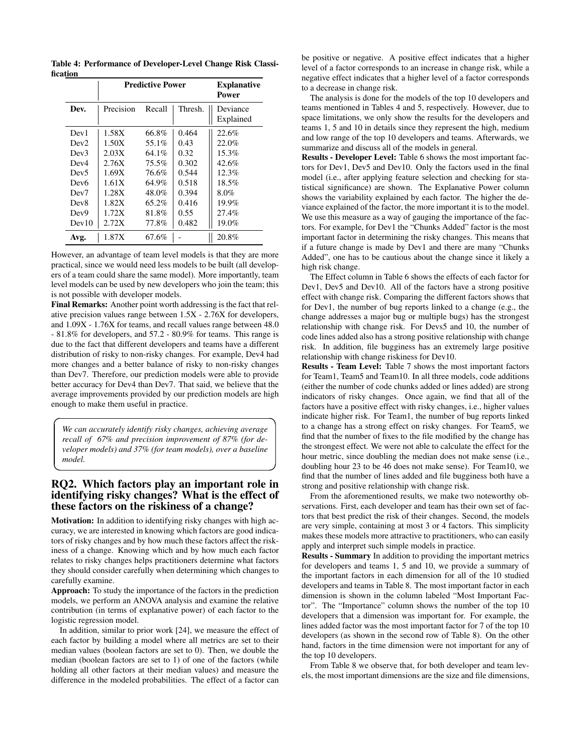**Table 4: Performance of Developer-Level Change Risk Classification**

| | Predictive Power | | | Explanative Power |
|---|---|---|---|---|
| **Dev.** | Precision | Recall | Thresh. | Deviance Explained |
| Dev1 | 1.58X | 66.8% | 0.464 | 22.6% |
| Dev2 | 1.50X | 55.1% | 0.43 | 22.0% |
| Dev3 | 2.03X | 64.1% | 0.32 | 15.3% |
| Dev4 | 2.76X | 75.5% | 0.302 | 42.6% |
| Dev5 | 1.69X | 76.6% | 0.544 | 12.3% |
| Dev6 | 1.61X | 64.9% | 0.518 | 18.5% |
| Dev7 | 1.28X | 48.0% | 0.394 | 8.0% |
| Dev8 | 1.82X | 65.2% | 0.416 | 19.9% |
| Dev9 | 1.72X | 81.8% | 0.55 | 27.4% |
| Dev10 | 2.72X | 77.8% | 0.482 | 19.0% |
| **Avg.** | 1.87X | 67.6% | - | 20.8% |

However, an advantage of team level models is that they are more practical, since we would need less models to be built (all developers of a team could share the same model). More importantly, team level models can be used by new developers who join the team; this is not possible with developer models.

**Final Remarks:** Another point worth addressing is the fact that relative precision values range between 1.5X - 2.76X for developers, and 1.09X - 1.76X for teams, and recall values range between 48.0 - 81.8% for developers, and 57.2 - 80.9% for teams. This range is due to the fact that different developers and teams have a different distribution of risky to non-risky changes. For example, Dev4 had more changes and a better balance of risky to non-risky changes than Dev7. Therefore, our prediction models were able to provide better accuracy for Dev4 than Dev7. That said, we believe that the average improvements provided by our prediction models are high enough to make them useful in practice.

> *We can accurately identify risky changes, achieving average recall of 67% and precision improvement of 87% (for developer models) and 37% (for team models), over a baseline model.*

## RQ2. Which factors play an important role in identifying risky changes? What is the effect of these factors on the riskiness of a change?

**Motivation:** In addition to identifying risky changes with high accuracy, we are interested in knowing which factors are good indicators of risky changes and by how much these factors affect the riskiness of a change. Knowing which and by how much each factor relates to risky changes helps practitioners determine what factors they should consider carefully when determining which changes to carefully examine.

**Approach:** To study the importance of the factors in the prediction models, we perform an ANOVA analysis and examine the relative contribution (in terms of explanative power) of each factor to the logistic regression model.

In addition, similar to prior work [24], we measure the effect of each factor by building a model where all metrics are set to their median values (boolean factors are set to 0). Then, we double the median (boolean factors are set to 1) of one of the factors (while holding all other factors at their median values) and measure the difference in the modeled probabilities. The effect of a factor can be positive or negative. A positive effect indicates that a higher level of a factor corresponds to an increase in change risk, while a negative effect indicates that a higher level of a factor corresponds to a decrease in change risk.

The analysis is done for the models of the top 10 developers and teams mentioned in Tables 4 and 5, respectively. However, due to space limitations, we only show the results for the developers and teams 1, 5 and 10 in details since they represent the high, medium and low range of the top 10 developers and teams. Afterwards, we summarize and discuss all of the models in general.

**Results - Developer Level:** Table 6 shows the most important factors for Dev1, Dev5 and Dev10. Only the factors used in the final model (i.e., after applying feature selection and checking for statistical significance) are shown. The Explanative Power column shows the variability explained by each factor. The higher the deviance explained of the factor, the more important it is to the model. We use this measure as a way of gauging the importance of the factors. For example, for Dev1 the "Chunks Added" factor is the most important factor in determining the risky changes. This means that if a future change is made by Dev1 and there are many "Chunks Added", one has to be cautious about the change since it likely a high risk change.

The Effect column in Table 6 shows the effects of each factor for Dev1, Dev5 and Dev10. All of the factors have a strong positive effect with change risk. Comparing the different factors shows that for Dev1, the number of bug reports linked to a change (e.g., the change addresses a major bug or multiple bugs) has the strongest relationship with change risk. For Devs5 and 10, the number of code lines added also has a strong positive relationship with change risk. In addition, file bugginess has an extremely large positive relationship with change riskiness for Dev10.

**Results - Team Level:** Table 7 shows the most important factors for Team1, Team5 and Team10. In all three models, code additions (either the number of code chunks added or lines added) are strong indicators of risky changes. Once again, we find that all of the factors have a positive effect with risky changes, i.e., higher values indicate higher risk. For Team1, the number of bug reports linked to a change has a strong effect on risky changes. For Team5, we find that the number of fixes to the file modified by the change has the strongest effect. We were not able to calculate the effect for the hour metric, since doubling the median does not make sense (i.e., doubling hour 23 to be 46 does not make sense). For Team10, we find that the number of lines added and file bugginess both have a strong and positive relationship with change risk.

From the aforementioned results, we make two noteworthy observations. First, each developer and team has their own set of factors that best predict the risk of their changes. Second, the models are very simple, containing at most 3 or 4 factors. This simplicity makes these models more attractive to practitioners, who can easily apply and interpret such simple models in practice.

**Results - Summary** In addition to providing the important metrics for developers and teams 1, 5 and 10, we provide a summary of the important factors in each dimension for all of the 10 studied developers and teams in Table 8. The most important factor in each dimension is shown in the column labeled "Most Important Factor". The "Importance" column shows the number of the top 10 developers that a dimension was important for. For example, the lines added factor was the most important factor for 7 of the top 10 developers (as shown in the second row of Table 8). On the other hand, factors in the time dimension were not important for any of the top 10 developers.

From Table 8 we observe that, for both developer and team levels, the most important dimensions are the size and file dimensions,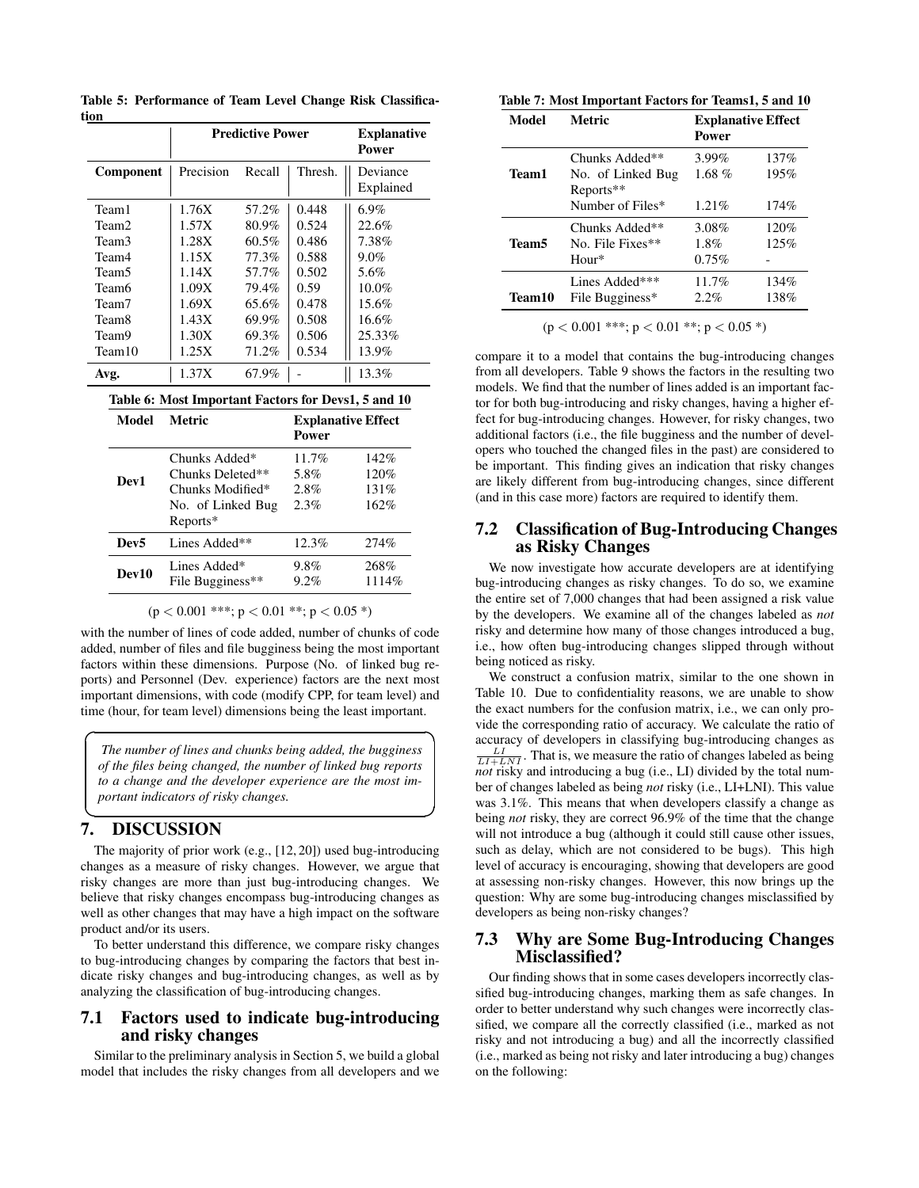**Table 5: Performance of Team Level Change Risk Classification**

| | Predictive Power | | | Explanative Power |
|---|---|---|---|---|
| **Component** | Precision | Recall | Thresh. | Deviance Explained |
| Team1 | 1.76X | 57.2% | 0.448 | 6.9% |
| Team2 | 1.57X | 80.9% | 0.524 | 22.6% |
| Team3 | 1.28X | 60.5% | 0.486 | 7.38% |
| Team4 | 1.15X | 77.3% | 0.588 | 9.0% |
| Team5 | 1.14X | 57.7% | 0.502 | 5.6% |
| Team6 | 1.09X | 79.4% | 0.59 | 10.0% |
| Team7 | 1.69X | 65.6% | 0.478 | 15.6% |
| Team8 | 1.43X | 69.9% | 0.508 | 16.6% |
| Team9 | 1.30X | 69.3% | 0.506 | 25.33% |
| Team10 | 1.25X | 71.2% | 0.534 | 13.9% |
| **Avg.** | 1.37X | 67.9% | - | 13.3% |

**Table 6: Most Important Factors for Devs1, 5 and 10**

| Model | Metric | Explanative Power | Effect |
|---|---|---|---|
| **Dev1** | Chunks Added* | 11.7% | 142% |
| | Chunks Deleted** | 5.8% | 120% |
| | Chunks Modified* | 2.8% | 131% |
| | No. of Linked Bug Reports* | 2.3% | 162% |
| **Dev5** | Lines Added** | 12.3% | 274% |
| **Dev10** | Lines Added* | 9.8% | 268% |
| | File Bugginess** | 9.2% | 1114% |

($p < 0.001$ ***; $p < 0.01$ **; $p < 0.05$ *)

with the number of lines of code added, number of chunks of code added, number of files and file bugginess being the most important factors within these dimensions. Purpose (No. of linked bug reports) and Personnel (Dev. experience) factors are the next most important dimensions, with code (modify CPP, for team level) and time (hour, for team level) dimensions being the least important.

*The number of lines and chunks being added, the bugginess of the files being changed, the number of linked bug reports to a change and the developer experience are the most important indicators of risky changes.*

# 7. DISCUSSION

The majority of prior work (e.g., [12, 20]) used bug-introducing changes as a measure of risky changes. However, we argue that risky changes are more than just bug-introducing changes. We believe that risky changes encompass bug-introducing changes as well as other changes that may have a high impact on the software product and/or its users.

To better understand this difference, we compare risky changes to bug-introducing changes by comparing the factors that best indicate risky changes and bug-introducing changes, as well as by analyzing the classification of bug-introducing changes.

## 7.1 Factors used to indicate bug-introducing and risky changes

Similar to the preliminary analysis in Section 5, we build a global model that includes the risky changes from all developers and we

**Table 7: Most Important Factors for Teams1, 5 and 10**

| Model | Metric | Explanative Power | Effect |
|---|---|---|---|
| **Team1** | Chunks Added** | 3.99% | 137% |
| | No. of Linked Bug Reports** | 1.68 % | 195% |
| | Number of Files* | 1.21% | 174% |
| **Team5** | Chunks Added** | 3.08% | 120% |
| | No. File Fixes** | 1.8% | 125% |
| | Hour* | 0.75% | - |
| **Team10** | Lines Added*** | 11.7% | 134% |
| | File Bugginess* | 2.2% | 138% |

($p < 0.001$ ***; $p < 0.01$ **; $p < 0.05$ *)

compare it to a model that contains the bug-introducing changes from all developers. Table 9 shows the factors in the resulting two models. We find that the number of lines added is an important factor for both bug-introducing and risky changes, having a higher effect for bug-introducing changes. However, for risky changes, two additional factors (i.e., the file bugginess and the number of developers who touched the changed files in the past) are considered to be important. This finding gives an indication that risky changes are likely different from bug-introducing changes, since different (and in this case more) factors are required to identify them.

## 7.2 Classification of Bug-Introducing Changes as Risky Changes

We now investigate how accurate developers are at identifying bug-introducing changes as risky changes. To do so, we examine the entire set of 7,000 changes that had been assigned a risk value by the developers. We examine all of the changes labeled as *not* risky and determine how many of those changes introduced a bug, i.e., how often bug-introducing changes slipped through without being noticed as risky.

We construct a confusion matrix, similar to the one shown in Table 10. Due to confidentiality reasons, we are unable to show the exact numbers for the confusion matrix, i.e., we can only provide the corresponding ratio of accuracy. We calculate the ratio of accuracy of developers in classifying bug-introducing changes as $\frac{LI}{LI+LNI}$. That is, we measure the ratio of changes labeled as being *not* risky and introducing a bug (i.e., LI) divided by the total number of changes labeled as being *not* risky (i.e., LI+LNI). This value was 3.1%. This means that when developers classify a change as being *not* risky, they are correct 96.9% of the time that the change will not introduce a bug (although it could still cause other issues, such as delay, which are not considered to be bugs). This high level of accuracy is encouraging, showing that developers are good at assessing non-risky changes. However, this now brings up the question: Why are some bug-introducing changes misclassified by developers as being non-risky changes?

## 7.3 Why are Some Bug-Introducing Changes Misclassified?

Our finding shows that in some cases developers incorrectly classified bug-introducing changes, marking them as safe changes. In order to better understand why such changes were incorrectly classified, we compare all the correctly classified (i.e., marked as not risky and not introducing a bug) and all the incorrectly classified (i.e., marked as being not risky and later introducing a bug) changes on the following: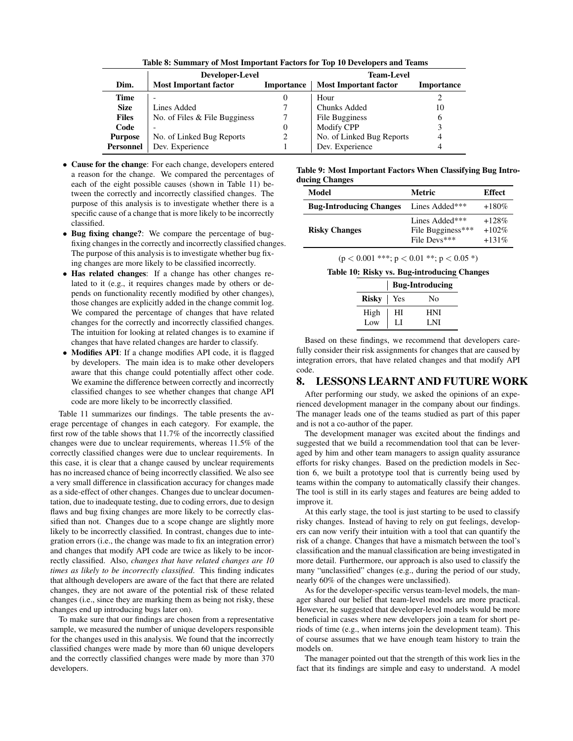Table 8: Summary of Most Important Factors for Top 10 Developers and Teams

| Dim. | Developer-Level | | Team-Level | |
|---|---|---|---|---|
| | **Most Important factor** | **Importance** | **Most Important factor** | **Importance** |
| **Time** | - | 0 | Hour | 2 |
| **Size** | Lines Added | 7 | Chunks Added | 10 |
| **Files** | No. of Files & File Bugginess | 7 | File Bugginess | 6 |
| **Code** | - | 0 | Modify CPP | 3 |
| **Purpose** | No. of Linked Bug Reports | 2 | No. of Linked Bug Reports | 4 |
| **Personnel** | Dev. Experience | 1 | Dev. Experience | 4 |

- **Cause for the change**: For each change, developers entered a reason for the change. We compared the percentages of each of the eight possible causes (shown in Table 11) between the correctly and incorrectly classified changes. The purpose of this analysis is to investigate whether there is a specific cause of a change that is more likely to be incorrectly classified.
- **Bug fixing change?**: We compare the percentage of bug-fixing changes in the correctly and incorrectly classified changes. The purpose of this analysis is to investigate whether bug fixing changes are more likely to be classified incorrectly.
- **Has related changes**: If a change has other changes related to it (e.g., it requires changes made by others or depends on functionality recently modified by other changes), those changes are explicitly added in the change commit log. We compared the percentage of changes that have related changes for the correctly and incorrectly classified changes. The intuition for looking at related changes is to examine if changes that have related changes are harder to classify.
- **Modifies API**: If a change modifies API code, it is flagged by developers. The main idea is to make other developers aware that this change could potentially affect other code. We examine the difference between correctly and incorrectly classified changes to see whether changes that change API code are more likely to be incorrectly classified.

Table 11 summarizes our findings. The table presents the average percentage of changes in each category. For example, the first row of the table shows that 11.7% of the incorrectly classified changes were due to unclear requirements, whereas 11.5% of the correctly classified changes were due to unclear requirements. In this case, it is clear that a change caused by unclear requirements has no increased chance of being incorrectly classified. We also see a very small difference in classification accuracy for changes made as a side-effect of other changes. Changes due to unclear documentation, due to inadequate testing, due to coding errors, due to design flaws and bug fixing changes are more likely to be correctly classified than not. Changes due to a scope change are slightly more likely to be incorrectly classified. In contrast, changes due to integration errors (i.e., the change was made to fix an integration error) and changes that modify API code are twice as likely to be incorrectly classified. Also, *changes that have related changes are 10 times as likely to be incorrectly classified*. This finding indicates that although developers are aware of the fact that there are related changes, they are not aware of the potential risk of these related changes (i.e., since they are marking them as being not risky, these changes end up introducing bugs later on).

To make sure that our findings are chosen from a representative sample, we measured the number of unique developers responsible for the changes used in this analysis. We found that the incorrectly classified changes were made by more than 60 unique developers and the correctly classified changes were made by more than 370 developers.

Table 9: Most Important Factors When Classifying Bug Introducing Changes

| Model | Metric | Effect |
|---|---|---|
| **Bug-Introducing Changes** | Lines Added*** | +180% |
| **Risky Changes** | Lines Added*** | +128% |
| | File Bugginess*** | +102% |
| | File Devs*** | +131% |

($p < 0.001$ ***; $p < 0.01$ **; $p < 0.05$ *)

Table 10: Risky vs. Bug-introducing Changes

| | Bug-Introducing | |
|---|---|---|
| **Risky** | Yes | No |
| High | HI | HNI |
| Low | LI | LNI |

Based on these findings, we recommend that developers carefully consider their risk assignments for changes that are caused by integration errors, that have related changes and that modify API code.

## 8. LESSONS LEARNT AND FUTURE WORK

After performing our study, we asked the opinions of an experienced development manager in the company about our findings. The manager leads one of the teams studied as part of this paper and is not a co-author of the paper.

The development manager was excited about the findings and suggested that we build a recommendation tool that can be leveraged by him and other team managers to assign quality assurance efforts for risky changes. Based on the prediction models in Section 6, we built a prototype tool that is currently being used by teams within the company to automatically classify their changes. The tool is still in its early stages and features are being added to improve it.

At this early stage, the tool is just starting to be used to classify risky changes. Instead of having to rely on gut feelings, developers can now verify their intuition with a tool that can quantify the risk of a change. Changes that have a mismatch between the tool's classification and the manual classification are being investigated in more detail. Furthermore, our approach is also used to classify the many "unclassified" changes (e.g., during the period of our study, nearly 60% of the changes were unclassified).

As for the developer-specific versus team-level models, the manager shared our belief that team-level models are more practical. However, he suggested that developer-level models would be more beneficial in cases where new developers join a team for short periods of time (e.g., when interns join the development team). This of course assumes that we have enough team history to train the models on.

The manager pointed out that the strength of this work lies in the fact that its findings are simple and easy to understand. A model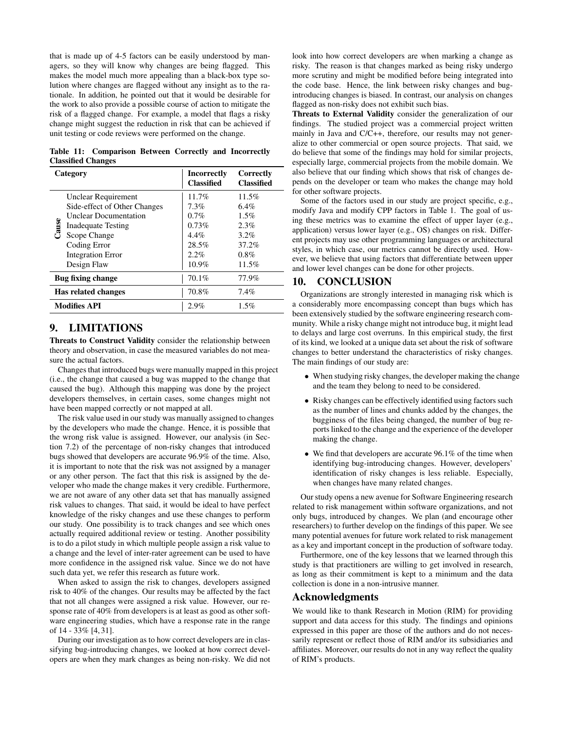that is made up of 4-5 factors can be easily understood by managers, so they will know why changes are being flagged. This makes the model much more appealing than a black-box type solution where changes are flagged without any insight as to the rationale. In addition, he pointed out that it would be desirable for the work to also provide a possible course of action to mitigate the risk of a flagged change. For example, a model that flags a risky change might suggest the reduction in risk that can be achieved if unit testing or code reviews were performed on the change.

**Table 11: Comparison Between Correctly and Incorrectly Classified Changes**

| Category | | Incorrectly Classified | Correctly Classified |
|---|---|---|---|
| Cause | Unclear Requirement | 11.7% | 11.5% |
| | Side-effect of Other Changes | 7.3% | 6.4% |
| | Unclear Documentation | 0.7% | 1.5% |
| | Inadequate Testing | 0.73% | 2.3% |
| | Scope Change | 4.4% | 3.2% |
| | Coding Error | 28.5% | 37.2% |
| | Integration Error | 2.2% | 0.8% |
| | Design Flaw | 10.9% | 11.5% |
| **Bug fixing change** | | 70.1% | 77.9% |
| **Has related changes** | | 70.8% | 7.4% |
| **Modifies API** | | 2.9% | 1.5% |

## 9. LIMITATIONS

**Threats to Construct Validity** consider the relationship between theory and observation, in case the measured variables do not measure the actual factors.

Changes that introduced bugs were manually mapped in this project (i.e., the change that caused a bug was mapped to the change that caused the bug). Although this mapping was done by the project developers themselves, in certain cases, some changes might not have been mapped correctly or not mapped at all.

The risk value used in our study was manually assigned to changes by the developers who made the change. Hence, it is possible that the wrong risk value is assigned. However, our analysis (in Section 7.2) of the percentage of non-risky changes that introduced bugs showed that developers are accurate 96.9% of the time. Also, it is important to note that the risk was not assigned by a manager or any other person. The fact that this risk is assigned by the developer who made the change makes it very credible. Furthermore, we are not aware of any other data set that has manually assigned risk values to changes. That said, it would be ideal to have perfect knowledge of the risky changes and use these changes to perform our study. One possibility is to track changes and see which ones actually required additional review or testing. Another possibility is to do a pilot study in which multiple people assign a risk value to a change and the level of inter-rater agreement can be used to have more confidence in the assigned risk value. Since we do not have such data yet, we refer this research as future work.

When asked to assign the risk to changes, developers assigned risk to 40% of the changes. Our results may be affected by the fact that not all changes were assigned a risk value. However, our response rate of 40% from developers is at least as good as other software engineering studies, which have a response rate in the range of 14 - 33% [4, 31].

During our investigation as to how correct developers are in classifying bug-introducing changes, we looked at how correct developers are when they mark changes as being non-risky. We did not look into how correct developers are when marking a change as risky. The reason is that changes marked as being risky undergo more scrutiny and might be modified before being integrated into the code base. Hence, the link between risky changes and bug-introducing changes is biased. In contrast, our analysis on changes flagged as non-risky does not exhibit such bias.

**Threats to External Validity** consider the generalization of our findings. The studied project was a commercial project written mainly in Java and C/C++, therefore, our results may not generalize to other commercial or open source projects. That said, we do believe that some of the findings may hold for similar projects, especially large, commercial projects from the mobile domain. We also believe that our finding which shows that risk of changes depends on the developer or team who makes the change may hold for other software projects.

Some of the factors used in our study are project specific, e.g., modify Java and modify CPP factors in Table 1. The goal of using these metrics was to examine the effect of upper layer (e.g., application) versus lower layer (e.g., OS) changes on risk. Different projects may use other programming languages or architectural styles, in which case, our metrics cannot be directly used. However, we believe that using factors that differentiate between upper and lower level changes can be done for other projects.

## 10. CONCLUSION

Organizations are strongly interested in managing risk which is a considerably more encompassing concept than bugs which has been extensively studied by the software engineering research community. While a risky change might not introduce bug, it might lead to delays and large cost overruns. In this empirical study, the first of its kind, we looked at a unique data set about the risk of software changes to better understand the characteristics of risky changes. The main findings of our study are:

- When studying risky changes, the developer making the change and the team they belong to need to be considered.
- Risky changes can be effectively identified using factors such as the number of lines and chunks added by the changes, the bugginess of the files being changed, the number of bug reports linked to the change and the experience of the developer making the change.
- We find that developers are accurate 96.1% of the time when identifying bug-introducing changes. However, developers' identification of risky changes is less reliable. Especially, when changes have many related changes.

Our study opens a new avenue for Software Engineering research related to risk management within software organizations, and not only bugs, introduced by changes. We plan (and encourage other researchers) to further develop on the findings of this paper. We see many potential avenues for future work related to risk management as a key and important concept in the production of software today.

Furthermore, one of the key lessons that we learned through this study is that practitioners are willing to get involved in research, as long as their commitment is kept to a minimum and the data collection is done in a non-intrusive manner.

## Acknowledgments

We would like to thank Research in Motion (RIM) for providing support and data access for this study. The findings and opinions expressed in this paper are those of the authors and do not necessarily represent or reflect those of RIM and/or its subsidiaries and affiliates. Moreover, our results do not in any way reflect the quality of RIM's products.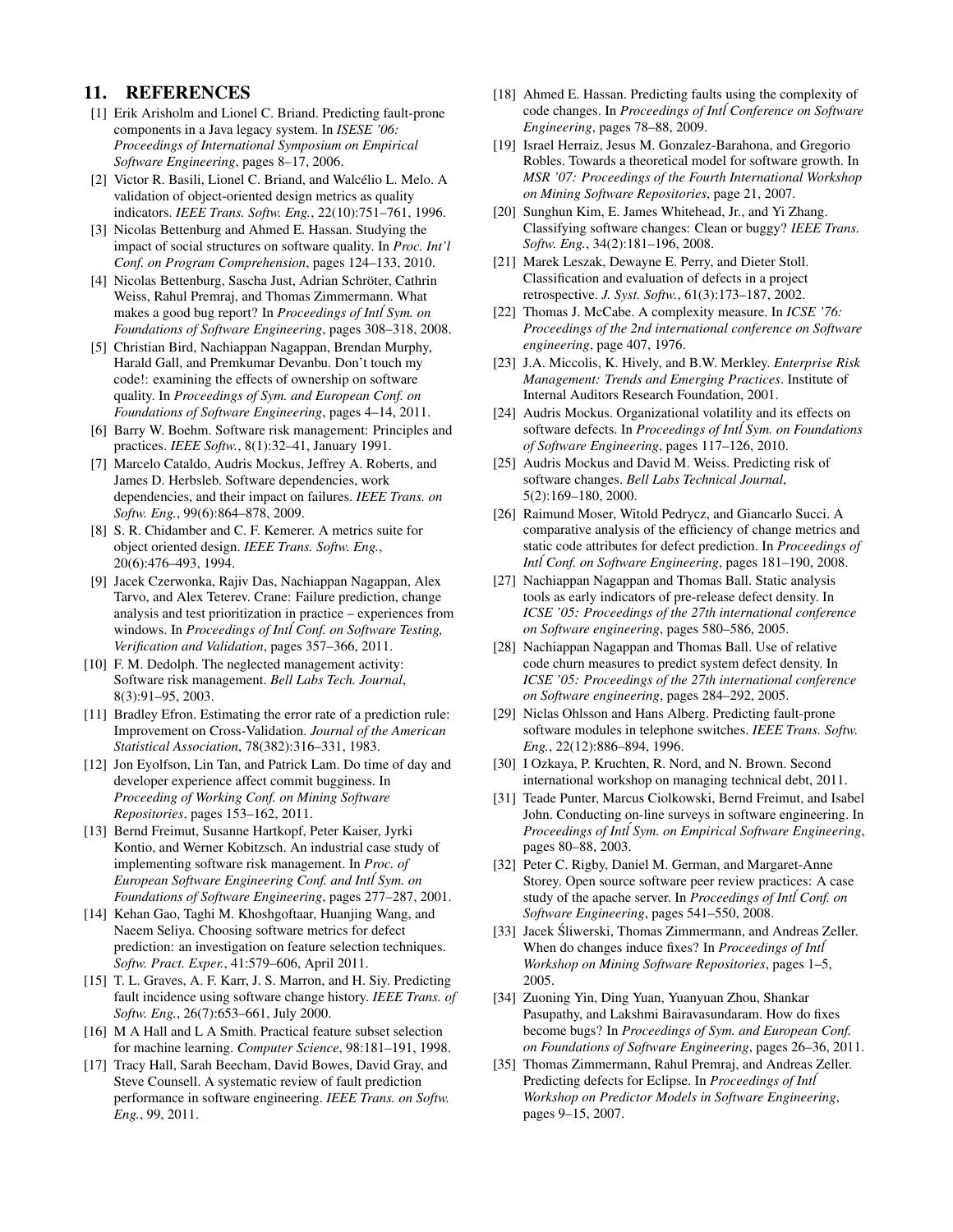## 11. REFERENCES

[1] Erik Arisholm and Lionel C. Briand. Predicting fault-prone components in a Java legacy system. In *ISESE '06: Proceedings of International Symposium on Empirical Software Engineering*, pages 8–17, 2006.

[2] Victor R. Basili, Lionel C. Briand, and Walcélio L. Melo. A validation of object-oriented design metrics as quality indicators. *IEEE Trans. Softw. Eng.*, 22(10):751–761, 1996.

[3] Nicolas Bettenburg and Ahmed E. Hassan. Studying the impact of social structures on software quality. In *Proc. Int'l Conf. on Program Comprehension*, pages 124–133, 2010.

[4] Nicolas Bettenburg, Sascha Just, Adrian Schröter, Cathrin Weiss, Rahul Premraj, and Thomas Zimmermann. What makes a good bug report? In *Proceedings of Intĺ Sym. on Foundations of Software Engineering*, pages 308–318, 2008.

[5] Christian Bird, Nachiappan Nagappan, Brendan Murphy, Harald Gall, and Premkumar Devanbu. Don't touch my code!: examining the effects of ownership on software quality. In *Proceedings of Sym. and European Conf. on Foundations of Software Engineering*, pages 4–14, 2011.

[6] Barry W. Boehm. Software risk management: Principles and practices. *IEEE Softw.*, 8(1):32–41, January 1991.

[7] Marcelo Cataldo, Audris Mockus, Jeffrey A. Roberts, and James D. Herbsleb. Software dependencies, work dependencies, and their impact on failures. *IEEE Trans. on Softw. Eng.*, 99(6):864–878, 2009.

[8] S. R. Chidamber and C. F. Kemerer. A metrics suite for object oriented design. *IEEE Trans. Softw. Eng.*, 20(6):476–493, 1994.

[9] Jacek Czerwonka, Rajiv Das, Nachiappan Nagappan, Alex Tarvo, and Alex Teterev. Crane: Failure prediction, change analysis and test prioritization in practice – experiences from windows. In *Proceedings of Intĺ Conf. on Software Testing, Verification and Validation*, pages 357–366, 2011.

[10] F. M. Dedolph. The neglected management activity: Software risk management. *Bell Labs Tech. Journal*, 8(3):91–95, 2003.

[11] Bradley Efron. Estimating the error rate of a prediction rule: Improvement on Cross-Validation. *Journal of the American Statistical Association*, 78(382):316–331, 1983.

[12] Jon Eyolfson, Lin Tan, and Patrick Lam. Do time of day and developer experience affect commit bugginess. In *Proceeding of Working Conf. on Mining Software Repositories*, pages 153–162, 2011.

[13] Bernd Freimut, Susanne Hartkopf, Peter Kaiser, Jyrki Kontio, and Werner Kobitzsch. An industrial case study of implementing software risk management. In *Proc. of European Software Engineering Conf. and Intĺ Sym. on Foundations of Software Engineering*, pages 277–287, 2001.

[14] Kehan Gao, Taghi M. Khoshgoftaar, Huanjing Wang, and Naeem Seliya. Choosing software metrics for defect prediction: an investigation on feature selection techniques. *Softw. Pract. Exper.*, 41:579–606, April 2011.

[15] T. L. Graves, A. F. Karr, J. S. Marron, and H. Siy. Predicting fault incidence using software change history. *IEEE Trans. of Softw. Eng.*, 26(7):653–661, July 2000.

[16] M A Hall and L A Smith. Practical feature subset selection for machine learning. *Computer Science*, 98:181–191, 1998.

[17] Tracy Hall, Sarah Beecham, David Bowes, David Gray, and Steve Counsell. A systematic review of fault prediction performance in software engineering. *IEEE Trans. on Softw. Eng.*, 99, 2011.

[18] Ahmed E. Hassan. Predicting faults using the complexity of code changes. In *Proceedings of Intĺ Conference on Software Engineering*, pages 78–88, 2009.

[19] Israel Herraiz, Jesus M. Gonzalez-Barahona, and Gregorio Robles. Towards a theoretical model for software growth. In *MSR '07: Proceedings of the Fourth International Workshop on Mining Software Repositories*, page 21, 2007.

[20] Sunghun Kim, E. James Whitehead, Jr., and Yi Zhang. Classifying software changes: Clean or buggy? *IEEE Trans. Softw. Eng.*, 34(2):181–196, 2008.

[21] Marek Leszak, Dewayne E. Perry, and Dieter Stoll. Classification and evaluation of defects in a project retrospective. *J. Syst. Softw.*, 61(3):173–187, 2002.

[22] Thomas J. McCabe. A complexity measure. In *ICSE '76: Proceedings of the 2nd international conference on Software engineering*, page 407, 1976.

[23] J.A. Miccolis, K. Hively, and B.W. Merkley. *Enterprise Risk Management: Trends and Emerging Practices*. Institute of Internal Auditors Research Foundation, 2001.

[24] Audris Mockus. Organizational volatility and its effects on software defects. In *Proceedings of Intĺ Sym. on Foundations of Software Engineering*, pages 117–126, 2010.

[25] Audris Mockus and David M. Weiss. Predicting risk of software changes. *Bell Labs Technical Journal*, 5(2):169–180, 2000.

[26] Raimund Moser, Witold Pedrycz, and Giancarlo Succi. A comparative analysis of the efficiency of change metrics and static code attributes for defect prediction. In *Proceedings of Intĺ Conf. on Software Engineering*, pages 181–190, 2008.

[27] Nachiappan Nagappan and Thomas Ball. Static analysis tools as early indicators of pre-release defect density. In *ICSE '05: Proceedings of the 27th international conference on Software engineering*, pages 580–586, 2005.

[28] Nachiappan Nagappan and Thomas Ball. Use of relative code churn measures to predict system defect density. In *ICSE '05: Proceedings of the 27th international conference on Software engineering*, pages 284–292, 2005.

[29] Niclas Ohlsson and Hans Alberg. Predicting fault-prone software modules in telephone switches. *IEEE Trans. Softw. Eng.*, 22(12):886–894, 1996.

[30] I Ozkaya, P. Kruchten, R. Nord, and N. Brown. Second international workshop on managing technical debt, 2011.

[31] Teade Punter, Marcus Ciolkowski, Bernd Freimut, and Isabel John. Conducting on-line surveys in software engineering. In *Proceedings of Intĺ Sym. on Empirical Software Engineering*, pages 80–88, 2003.

[32] Peter C. Rigby, Daniel M. German, and Margaret-Anne Storey. Open source software peer review practices: A case study of the apache server. In *Proceedings of Intĺ Conf. on Software Engineering*, pages 541–550, 2008.

[33] Jacek Śliwerski, Thomas Zimmermann, and Andreas Zeller. When do changes induce fixes? In *Proceedings of Intĺ Workshop on Mining Software Repositories*, pages 1–5, 2005.

[34] Zuoning Yin, Ding Yuan, Yuanyuan Zhou, Shankar Pasupathy, and Lakshmi Bairavasundaram. How do fixes become bugs? In *Proceedings of Sym. and European Conf. on Foundations of Software Engineering*, pages 26–36, 2011.

[35] Thomas Zimmermann, Rahul Premraj, and Andreas Zeller. Predicting defects for Eclipse. In *Proceedings of Intĺ Workshop on Predictor Models in Software Engineering*, pages 9–15, 2007.